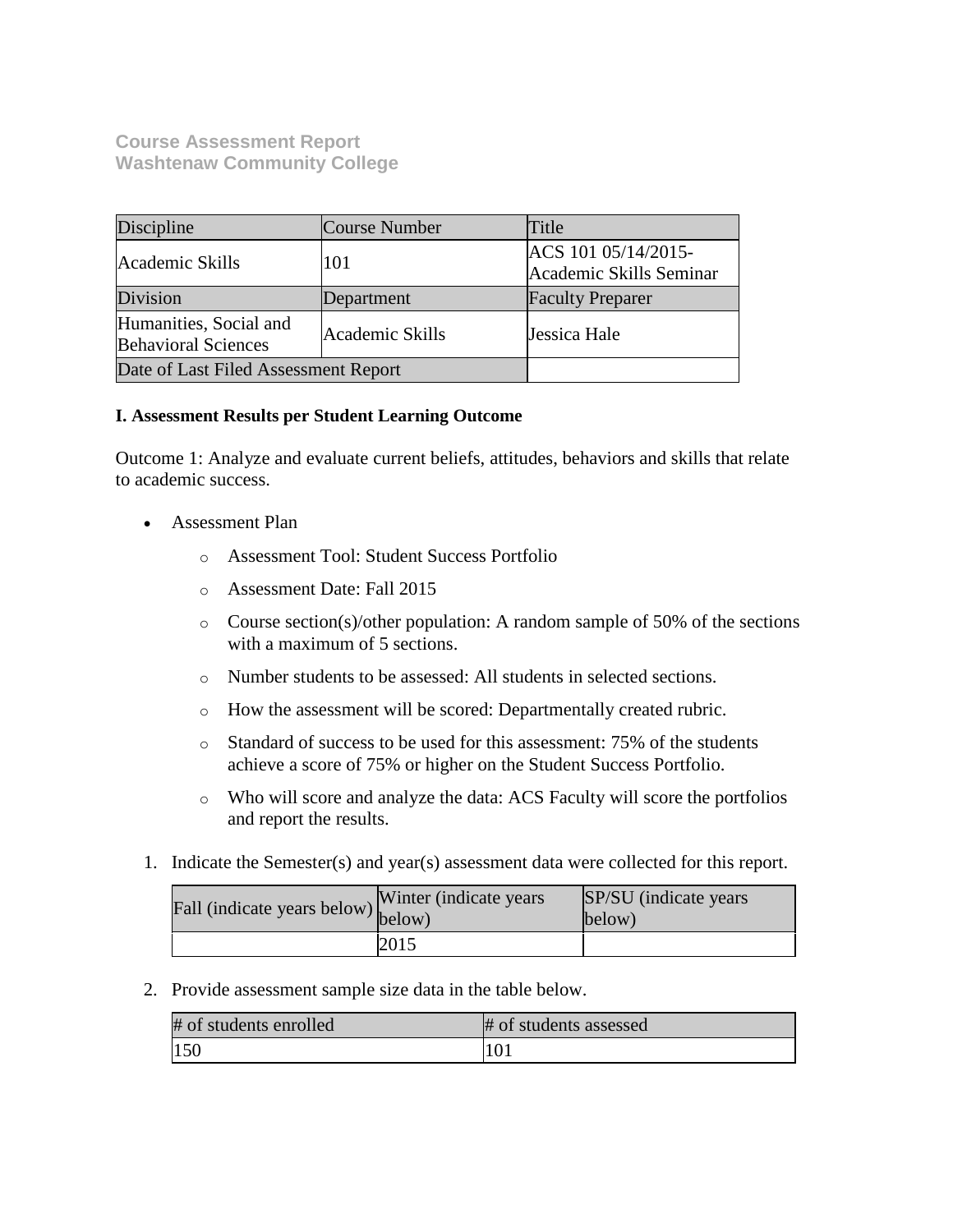**Course Assessment Report**
**Washtenaw Community College**

| Discipline | Course Number | Title |
|---|---|---|
| Academic Skills | 101 | ACS 101 05/14/2015- Academic Skills Seminar |
| Division | Department | Faculty Preparer |
| Humanities, Social and Behavioral Sciences | Academic Skills | Jessica Hale |
| Date of Last Filed Assessment Report | | |

**I. Assessment Results per Student Learning Outcome**

Outcome 1: Analyze and evaluate current beliefs, attitudes, behaviors and skills that relate to academic success.

- Assessment Plan
  - Assessment Tool: Student Success Portfolio
  - Assessment Date: Fall 2015
  - Course section(s)/other population: A random sample of 50% of the sections with a maximum of 5 sections.
  - Number students to be assessed: All students in selected sections.
  - How the assessment will be scored: Departmentally created rubric.
  - Standard of success to be used for this assessment: 75% of the students achieve a score of 75% or higher on the Student Success Portfolio.
  - Who will score and analyze the data: ACS Faculty will score the portfolios and report the results.

1. Indicate the Semester(s) and year(s) assessment data were collected for this report.

| Fall (indicate years below) | Winter (indicate years below) | SP/SU (indicate years below) |
|---|---|---|
| | 2015 | |

2. Provide assessment sample size data in the table below.

| # of students enrolled | # of students assessed |
|---|---|
| 150 | 101 |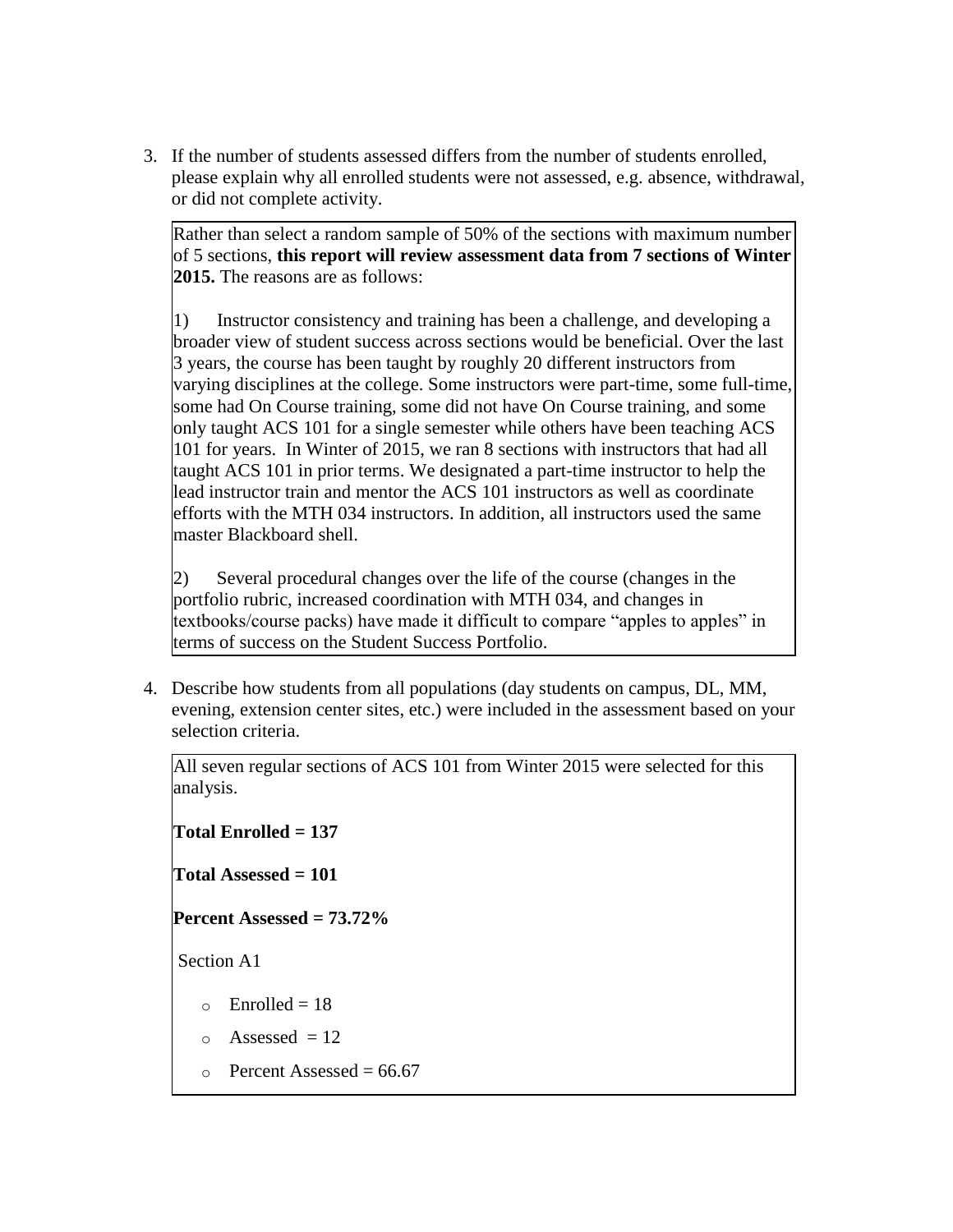3. If the number of students assessed differs from the number of students enrolled, please explain why all enrolled students were not assessed, e.g. absence, withdrawal, or did not complete activity.

Rather than select a random sample of 50% of the sections with maximum number of 5 sections, **this report will review assessment data from 7 sections of Winter 2015.** The reasons are as follows:

1) Instructor consistency and training has been a challenge, and developing a broader view of student success across sections would be beneficial. Over the last 3 years, the course has been taught by roughly 20 different instructors from varying disciplines at the college. Some instructors were part-time, some full-time, some had On Course training, some did not have On Course training, and some only taught ACS 101 for a single semester while others have been teaching ACS 101 for years. In Winter of 2015, we ran 8 sections with instructors that had all taught ACS 101 in prior terms. We designated a part-time instructor to help the lead instructor train and mentor the ACS 101 instructors as well as coordinate efforts with the MTH 034 instructors. In addition, all instructors used the same master Blackboard shell.

2) Several procedural changes over the life of the course (changes in the portfolio rubric, increased coordination with MTH 034, and changes in textbooks/course packs) have made it difficult to compare "apples to apples" in terms of success on the Student Success Portfolio.

4. Describe how students from all populations (day students on campus, DL, MM, evening, extension center sites, etc.) were included in the assessment based on your selection criteria.

All seven regular sections of ACS 101 from Winter 2015 were selected for this analysis.

**Total Enrolled = 137**

**Total Assessed = 101**

**Percent Assessed = 73.72%**

Section A1

- Enrolled = 18
- Assessed = 12
- Percent Assessed = 66.67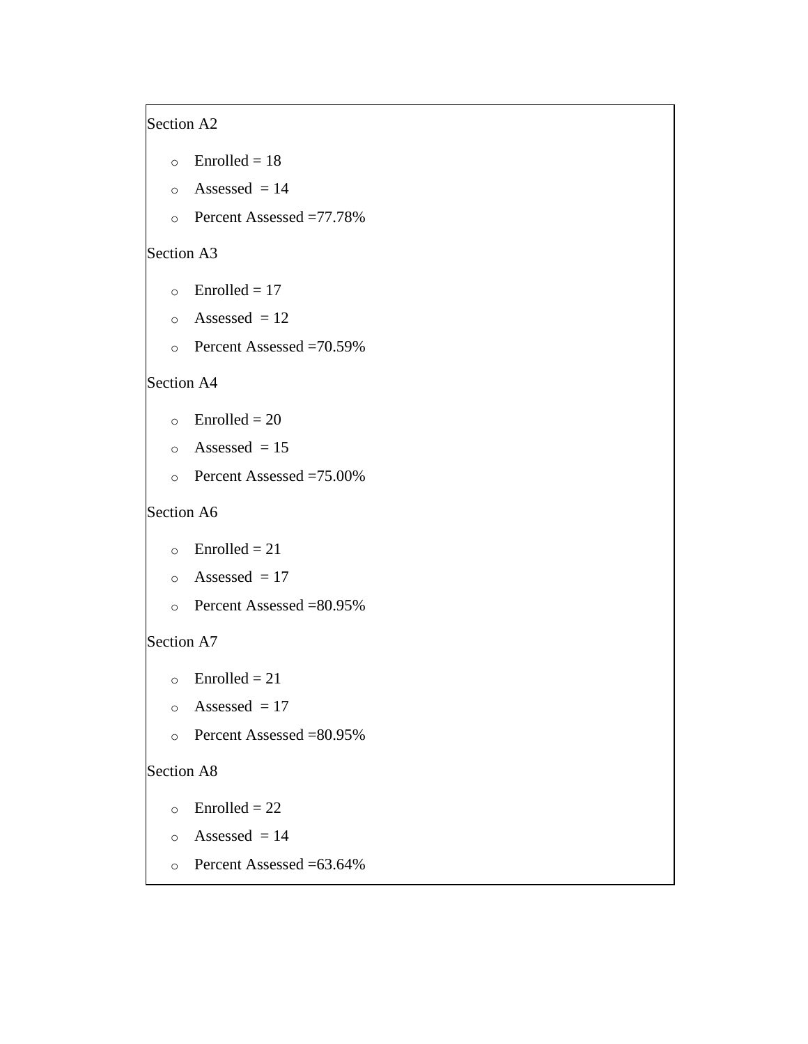Section A2

- Enrolled = 18
- Assessed = 14
- Percent Assessed =77.78%

Section A3

- Enrolled = 17
- Assessed = 12
- Percent Assessed =70.59%

Section A4

- Enrolled = 20
- Assessed = 15
- Percent Assessed =75.00%

Section A6

- Enrolled = 21
- Assessed = 17
- Percent Assessed =80.95%

Section A7

- Enrolled = 21
- Assessed = 17
- Percent Assessed =80.95%

Section A8

- Enrolled = 22
- Assessed = 14
- Percent Assessed =63.64%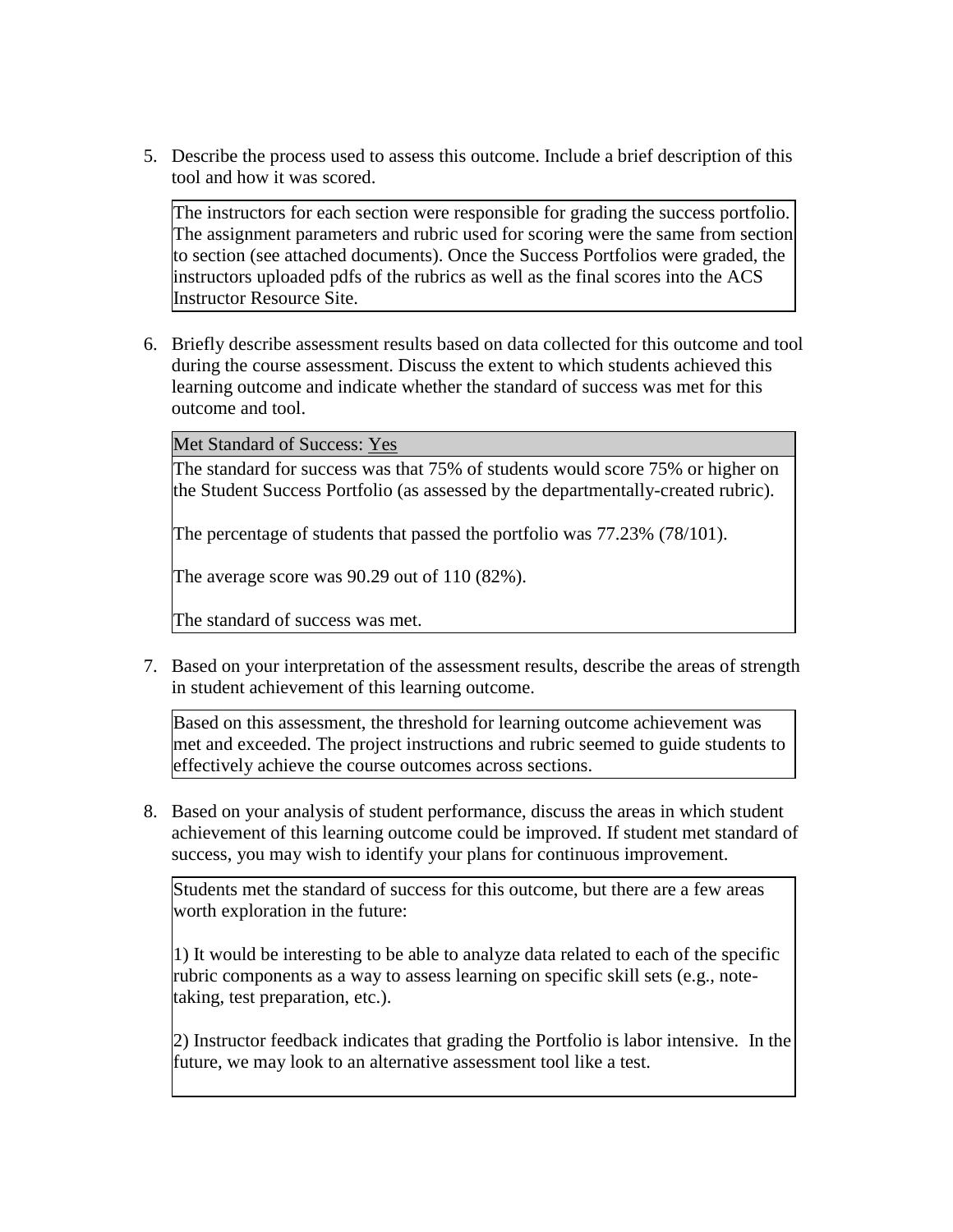5. Describe the process used to assess this outcome. Include a brief description of this tool and how it was scored.

   The instructors for each section were responsible for grading the success portfolio. The assignment parameters and rubric used for scoring were the same from section to section (see attached documents). Once the Success Portfolios were graded, the instructors uploaded pdfs of the rubrics as well as the final scores into the ACS Instructor Resource Site.

6. Briefly describe assessment results based on data collected for this outcome and tool during the course assessment. Discuss the extent to which students achieved this learning outcome and indicate whether the standard of success was met for this outcome and tool.

   Met Standard of Success: Yes

   The standard for success was that 75% of students would score 75% or higher on the Student Success Portfolio (as assessed by the departmentally-created rubric).

   The percentage of students that passed the portfolio was 77.23% (78/101).

   The average score was 90.29 out of 110 (82%).

   The standard of success was met.

7. Based on your interpretation of the assessment results, describe the areas of strength in student achievement of this learning outcome.

   Based on this assessment, the threshold for learning outcome achievement was met and exceeded. The project instructions and rubric seemed to guide students to effectively achieve the course outcomes across sections.

8. Based on your analysis of student performance, discuss the areas in which student achievement of this learning outcome could be improved. If student met standard of success, you may wish to identify your plans for continuous improvement.

   Students met the standard of success for this outcome, but there are a few areas worth exploration in the future:

   1) It would be interesting to be able to analyze data related to each of the specific rubric components as a way to assess learning on specific skill sets (e.g., note-taking, test preparation, etc.).

   2) Instructor feedback indicates that grading the Portfolio is labor intensive. In the future, we may look to an alternative assessment tool like a test.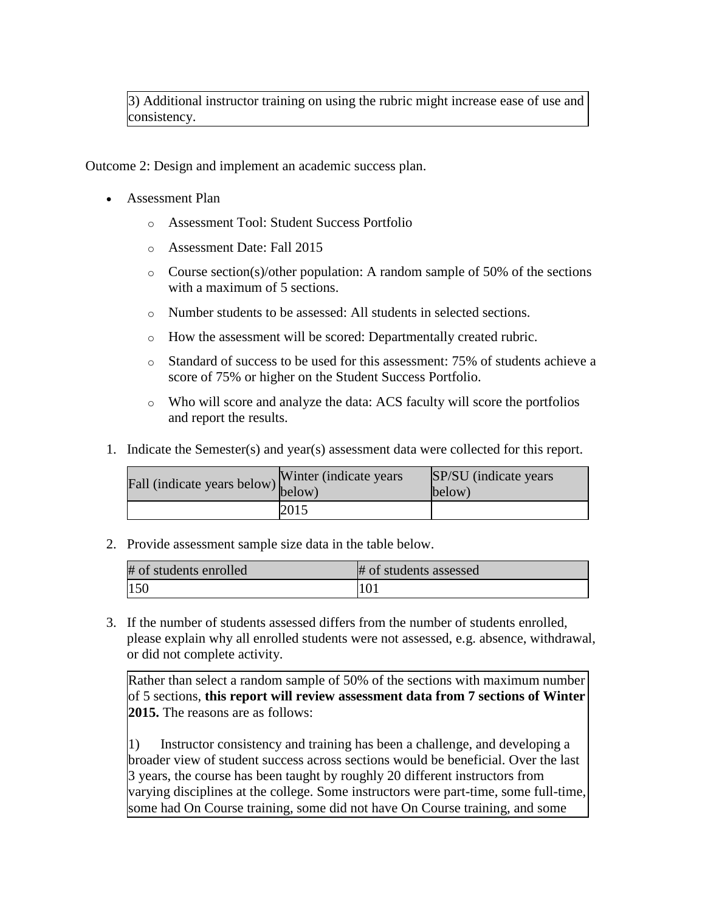3) Additional instructor training on using the rubric might increase ease of use and consistency.

Outcome 2: Design and implement an academic success plan.

- Assessment Plan
  - Assessment Tool: Student Success Portfolio
  - Assessment Date: Fall 2015
  - Course section(s)/other population: A random sample of 50% of the sections with a maximum of 5 sections.
  - Number students to be assessed: All students in selected sections.
  - How the assessment will be scored: Departmentally created rubric.
  - Standard of success to be used for this assessment: 75% of students achieve a score of 75% or higher on the Student Success Portfolio.
  - Who will score and analyze the data: ACS faculty will score the portfolios and report the results.

1. Indicate the Semester(s) and year(s) assessment data were collected for this report.

| Fall (indicate years below) | Winter (indicate years below) | SP/SU (indicate years below) |
|---|---|---|
| | 2015 | |

2. Provide assessment sample size data in the table below.

| # of students enrolled | # of students assessed |
|---|---|
| 150 | 101 |

3. If the number of students assessed differs from the number of students enrolled, please explain why all enrolled students were not assessed, e.g. absence, withdrawal, or did not complete activity.

Rather than select a random sample of 50% of the sections with maximum number of 5 sections, **this report will review assessment data from 7 sections of Winter 2015.** The reasons are as follows:

1) Instructor consistency and training has been a challenge, and developing a broader view of student success across sections would be beneficial. Over the last 3 years, the course has been taught by roughly 20 different instructors from varying disciplines at the college. Some instructors were part-time, some full-time, some had On Course training, some did not have On Course training, and some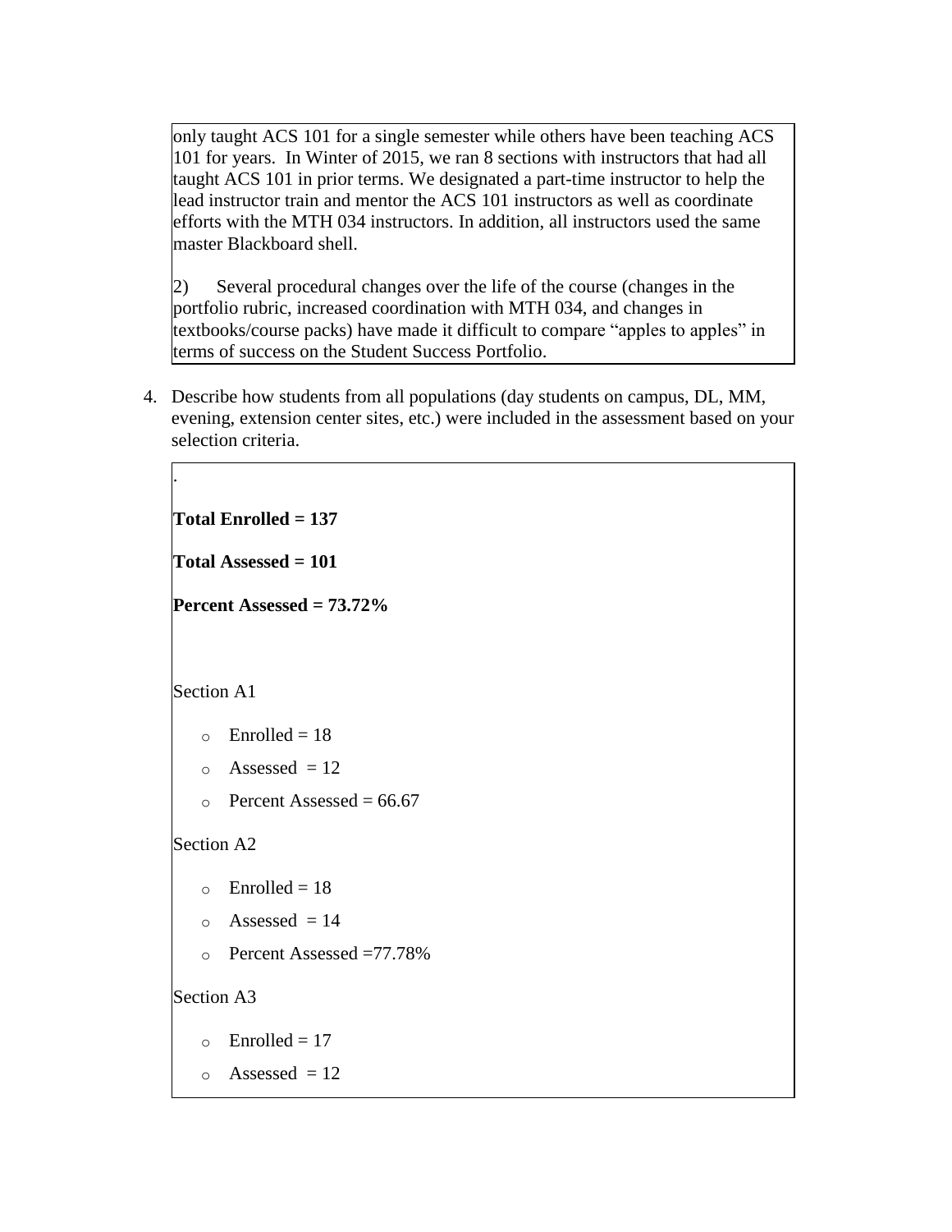only taught ACS 101 for a single semester while others have been teaching ACS 101 for years. In Winter of 2015, we ran 8 sections with instructors that had all taught ACS 101 in prior terms. We designated a part-time instructor to help the lead instructor train and mentor the ACS 101 instructors as well as coordinate efforts with the MTH 034 instructors. In addition, all instructors used the same master Blackboard shell.

2) Several procedural changes over the life of the course (changes in the portfolio rubric, increased coordination with MTH 034, and changes in textbooks/course packs) have made it difficult to compare "apples to apples" in terms of success on the Student Success Portfolio.

4. Describe how students from all populations (day students on campus, DL, MM, evening, extension center sites, etc.) were included in the assessment based on your selection criteria.

.

**Total Enrolled = 137**

**Total Assessed = 101**

**Percent Assessed = 73.72%**

Section A1

- Enrolled = 18
- Assessed = 12
- Percent Assessed = 66.67

Section A2

- Enrolled = 18
- Assessed = 14
- Percent Assessed =77.78%

Section A3

- Enrolled = 17
- Assessed = 12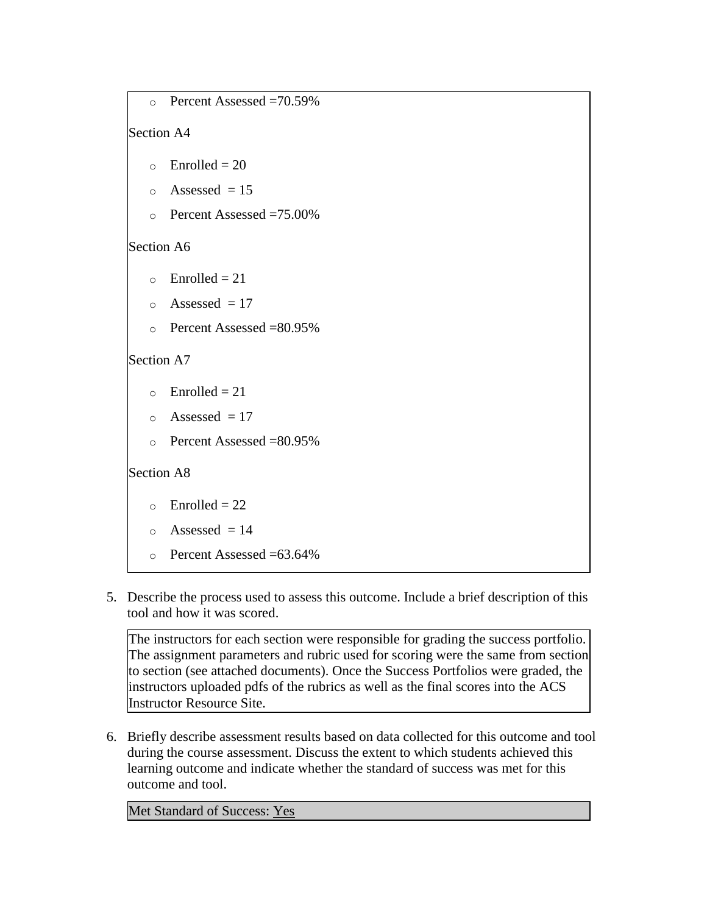- Percent Assessed =70.59%

Section A4

- Enrolled = 20
- Assessed = 15
- Percent Assessed =75.00%

Section A6

- Enrolled = 21
- Assessed = 17
- Percent Assessed =80.95%

Section A7

- Enrolled = 21
- Assessed = 17
- Percent Assessed =80.95%

Section A8

- Enrolled = 22
- Assessed = 14
- Percent Assessed =63.64%

5. Describe the process used to assess this outcome. Include a brief description of this tool and how it was scored.

The instructors for each section were responsible for grading the success portfolio. The assignment parameters and rubric used for scoring were the same from section to section (see attached documents). Once the Success Portfolios were graded, the instructors uploaded pdfs of the rubrics as well as the final scores into the ACS Instructor Resource Site.

6. Briefly describe assessment results based on data collected for this outcome and tool during the course assessment. Discuss the extent to which students achieved this learning outcome and indicate whether the standard of success was met for this outcome and tool.

Met Standard of Success: Yes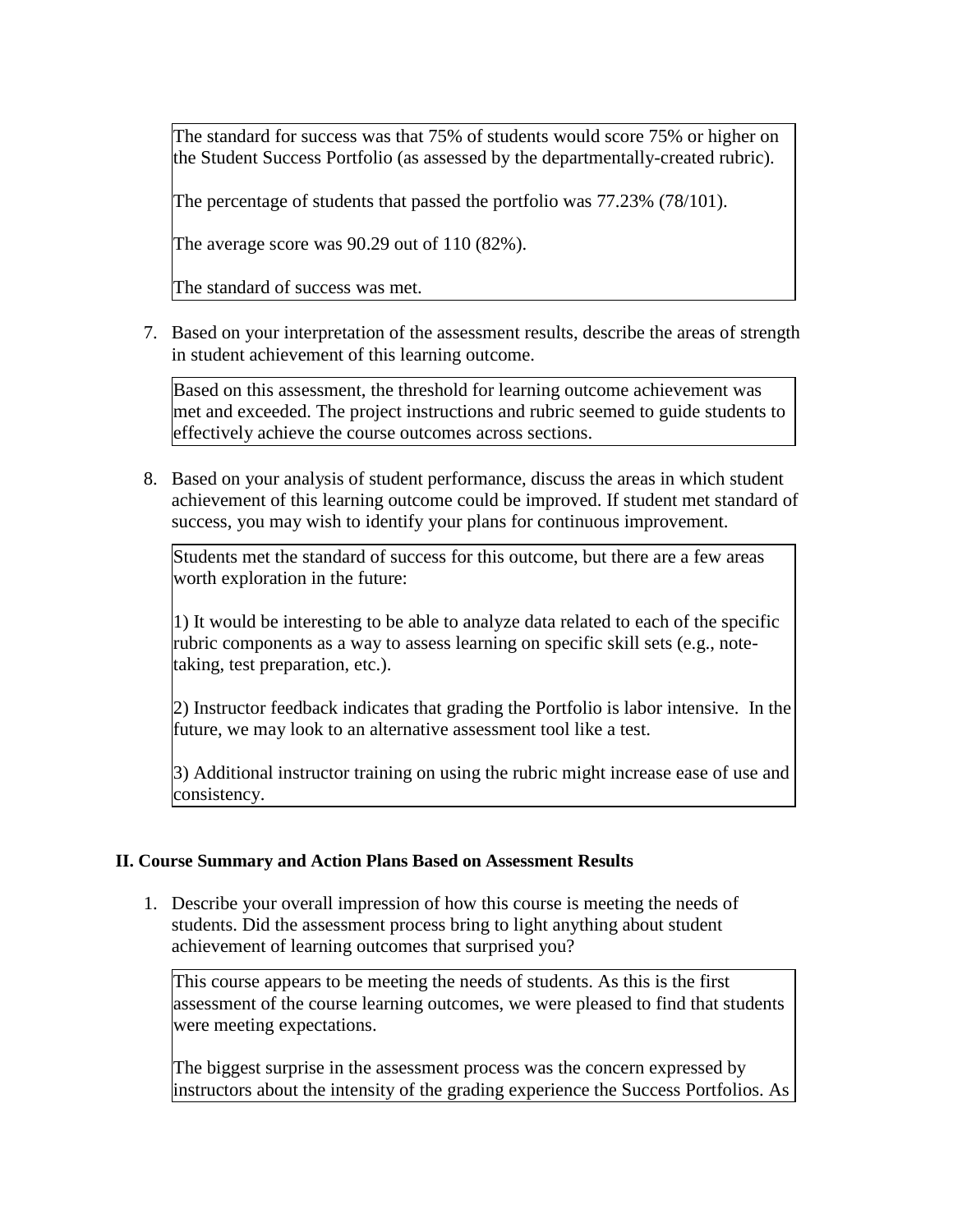The standard for success was that 75% of students would score 75% or higher on the Student Success Portfolio (as assessed by the departmentally-created rubric).

The percentage of students that passed the portfolio was 77.23% (78/101).

The average score was 90.29 out of 110 (82%).

The standard of success was met.

7. Based on your interpretation of the assessment results, describe the areas of strength in student achievement of this learning outcome.

Based on this assessment, the threshold for learning outcome achievement was met and exceeded. The project instructions and rubric seemed to guide students to effectively achieve the course outcomes across sections.

8. Based on your analysis of student performance, discuss the areas in which student achievement of this learning outcome could be improved. If student met standard of success, you may wish to identify your plans for continuous improvement.

Students met the standard of success for this outcome, but there are a few areas worth exploration in the future:

1) It would be interesting to be able to analyze data related to each of the specific rubric components as a way to assess learning on specific skill sets (e.g., note-taking, test preparation, etc.).

2) Instructor feedback indicates that grading the Portfolio is labor intensive. In the future, we may look to an alternative assessment tool like a test.

3) Additional instructor training on using the rubric might increase ease of use and consistency.

## II. Course Summary and Action Plans Based on Assessment Results

1. Describe your overall impression of how this course is meeting the needs of students. Did the assessment process bring to light anything about student achievement of learning outcomes that surprised you?

This course appears to be meeting the needs of students. As this is the first assessment of the course learning outcomes, we were pleased to find that students were meeting expectations.

The biggest surprise in the assessment process was the concern expressed by instructors about the intensity of the grading experience the Success Portfolios. As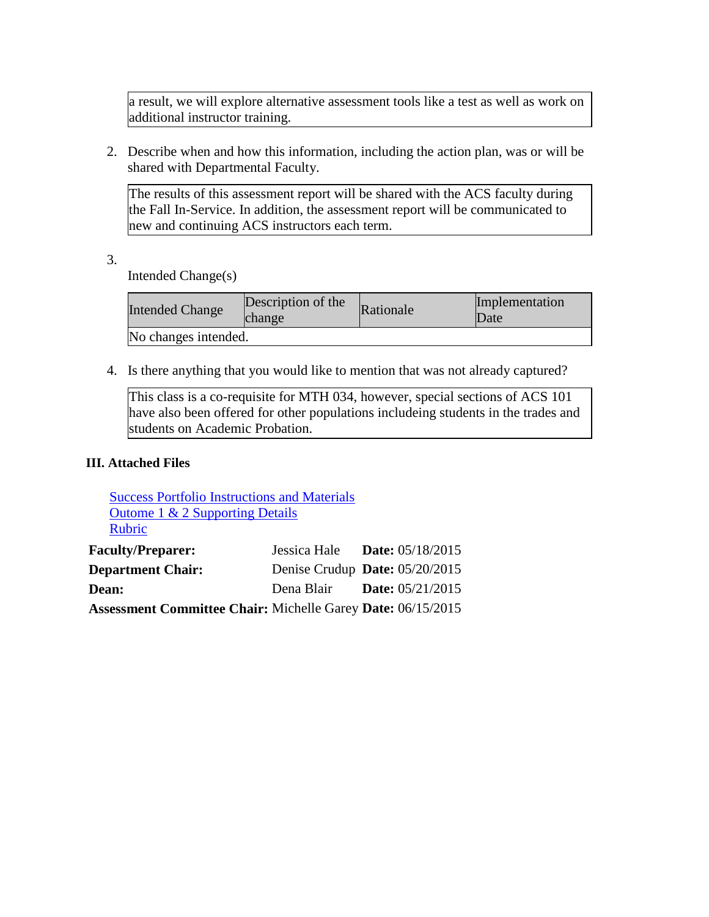a result, we will explore alternative assessment tools like a test as well as work on additional instructor training.

2. Describe when and how this information, including the action plan, was or will be shared with Departmental Faculty.

The results of this assessment report will be shared with the ACS faculty during the Fall In-Service. In addition, the assessment report will be communicated to new and continuing ACS instructors each term.

3. Intended Change(s)

| Intended Change | Description of the change | Rationale | Implementation Date |
|---|---|---|---|
| No changes intended. | | | |

4. Is there anything that you would like to mention that was not already captured?

This class is a co-requisite for MTH 034, however, special sections of ACS 101 have also been offered for other populations includeing students in the trades and students on Academic Probation.

### III. Attached Files

Success Portfolio Instructions and Materials
Outome 1 & 2 Supporting Details
Rubric

| | | |
|---|---|---|
| **Faculty/Preparer:** | Jessica Hale | **Date:** 05/18/2015 |
| **Department Chair:** | Denise Crudup | **Date:** 05/20/2015 |
| **Dean:** | Dena Blair | **Date:** 05/21/2015 |
| **Assessment Committee Chair:** | Michelle Garey | **Date:** 06/15/2015 |